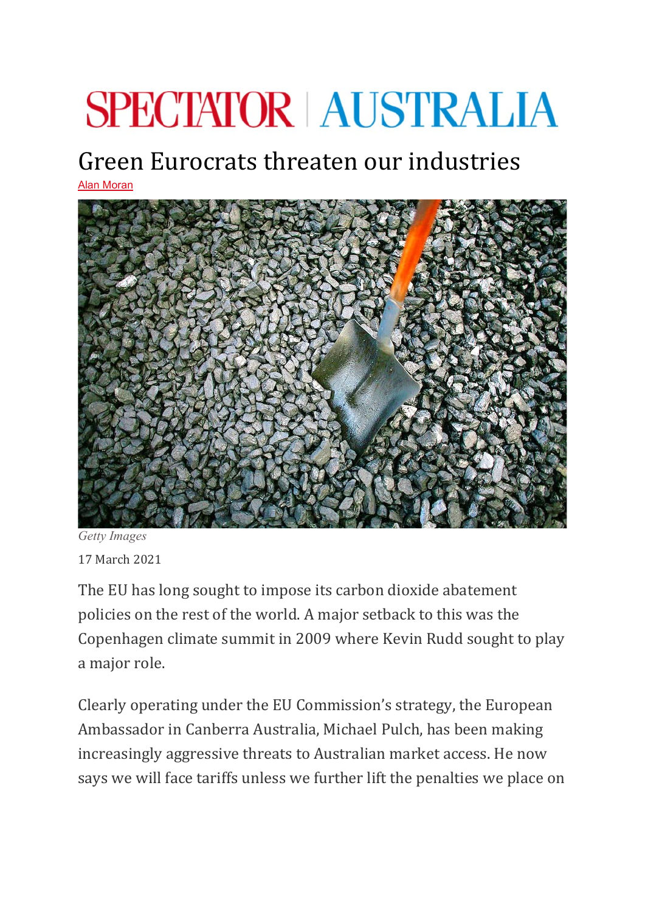# SPECTATOR | AUSTRALIA

## Green Eurocrats threaten our industries

Alan Moran

Getty Images

17 March 2021

The EU has long sought to impose its carbon dioxide abatement policies on the rest of the world. A major setback to this was the Copenhagen climate summit in 2009 where Kevin Rudd sought to play a major role.

Clearly operating under the EU Commission's strategy, the European Ambassador in Canberra Australia, Michael Pulch, has been making increasingly aggressive threats to Australian market access. He now says we will face tariffs unless we further lift the penalties we place on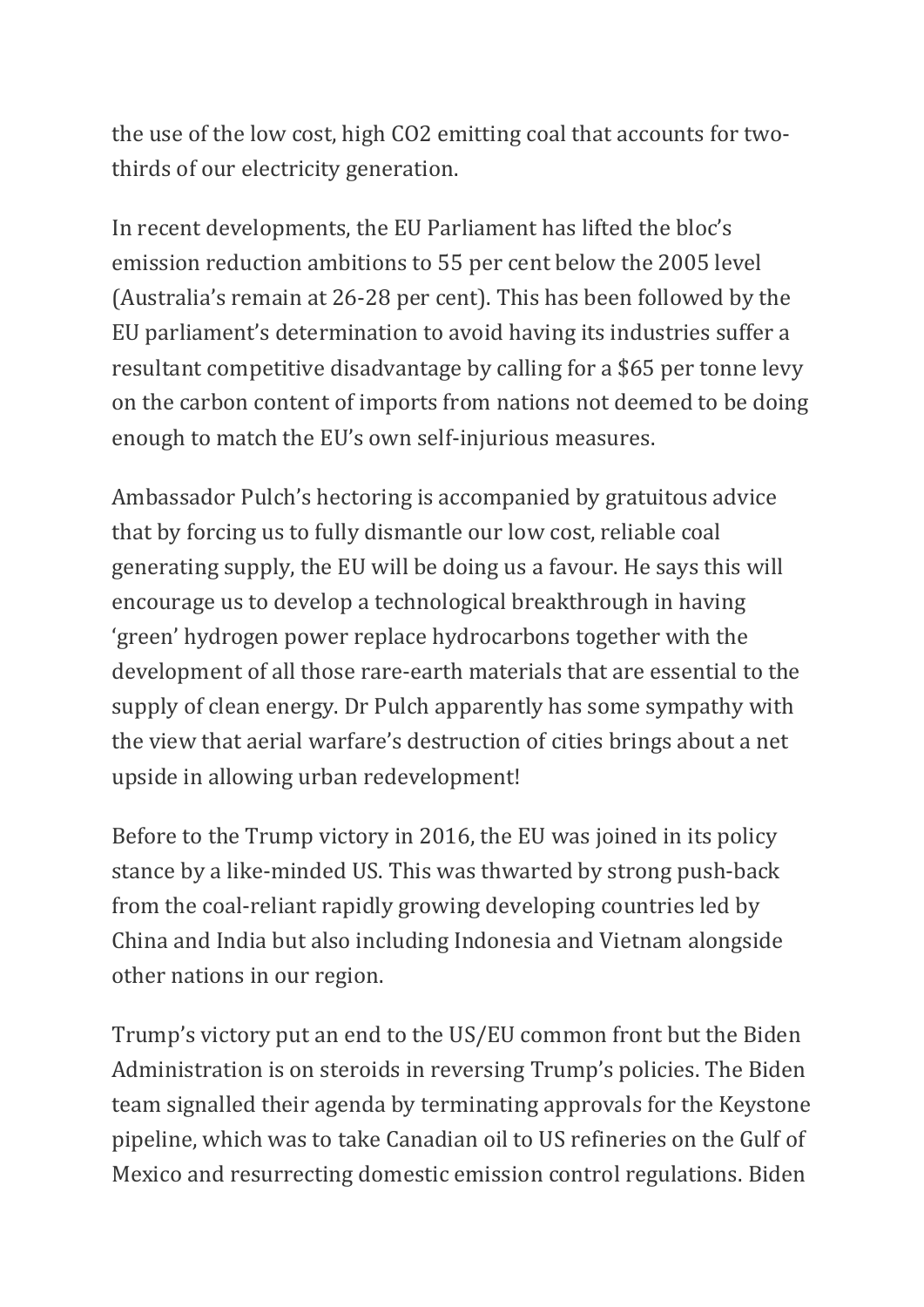the use of the low cost, high $CO_2$ emitting coal that accounts for two-thirds of our electricity generation.

In recent developments, the EU Parliament has lifted the bloc's emission reduction ambitions to 55 per cent below the 2005 level (Australia's remain at 26-28 per cent). This has been followed by the EU parliament's determination to avoid having its industries suffer a resultant competitive disadvantage by calling for a $65 per tonne levy on the carbon content of imports from nations not deemed to be doing enough to match the EU's own self-injurious measures.

Ambassador Pulch's hectoring is accompanied by gratuitous advice that by forcing us to fully dismantle our low cost, reliable coal generating supply, the EU will be doing us a favour. He says this will encourage us to develop a technological breakthrough in having 'green' hydrogen power replace hydrocarbons together with the development of all those rare-earth materials that are essential to the supply of clean energy. Dr Pulch apparently has some sympathy with the view that aerial warfare's destruction of cities brings about a net upside in allowing urban redevelopment!

Before to the Trump victory in 2016, the EU was joined in its policy stance by a like-minded US. This was thwarted by strong push-back from the coal-reliant rapidly growing developing countries led by China and India but also including Indonesia and Vietnam alongside other nations in our region.

Trump's victory put an end to the US/EU common front but the Biden Administration is on steroids in reversing Trump's policies. The Biden team signalled their agenda by terminating approvals for the Keystone pipeline, which was to take Canadian oil to US refineries on the Gulf of Mexico and resurrecting domestic emission control regulations. Biden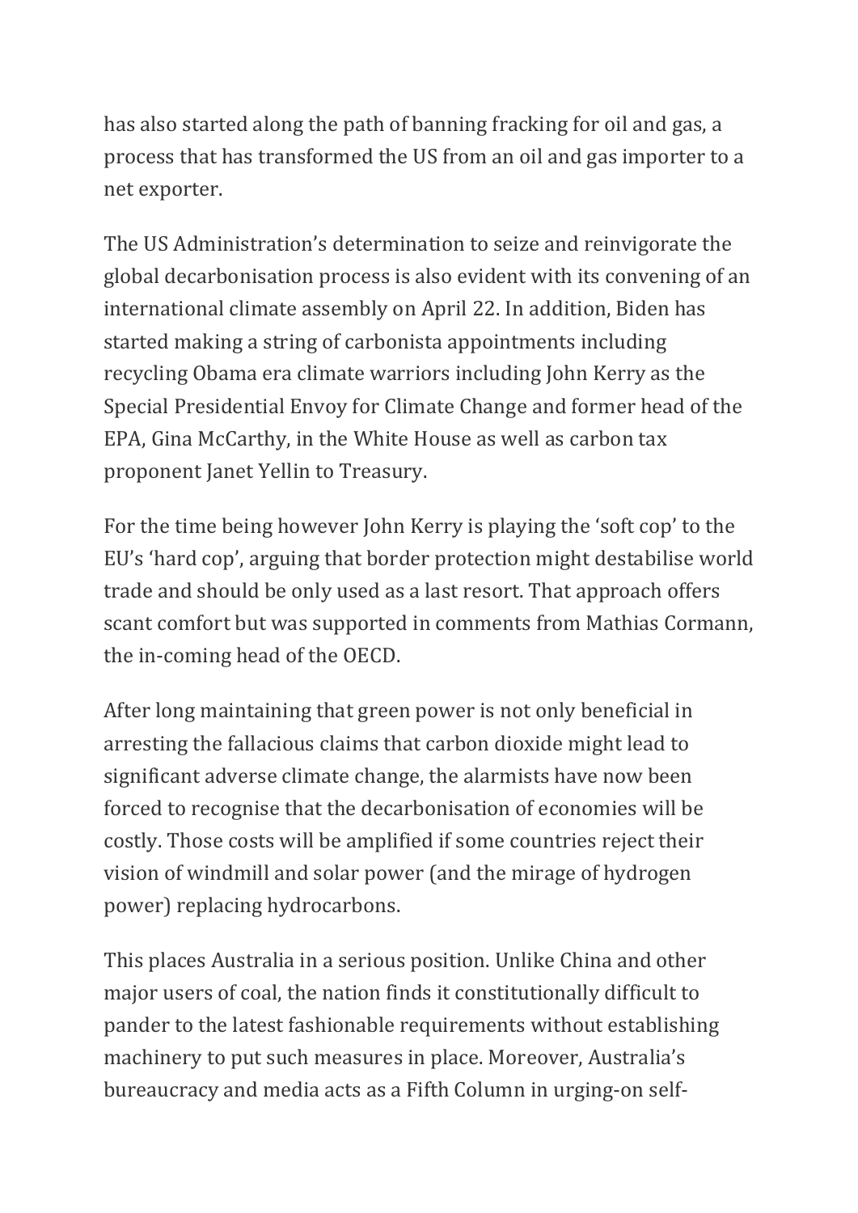has also started along the path of banning fracking for oil and gas, a process that has transformed the US from an oil and gas importer to a net exporter.

The US Administration's determination to seize and reinvigorate the global decarbonisation process is also evident with its convening of an international climate assembly on April 22. In addition, Biden has started making a string of carbonista appointments including recycling Obama era climate warriors including John Kerry as the Special Presidential Envoy for Climate Change and former head of the EPA, Gina McCarthy, in the White House as well as carbon tax proponent Janet Yellin to Treasury.

For the time being however John Kerry is playing the 'soft cop' to the EU's 'hard cop', arguing that border protection might destabilise world trade and should be only used as a last resort. That approach offers scant comfort but was supported in comments from Mathias Cormann, the in-coming head of the OECD.

After long maintaining that green power is not only beneficial in arresting the fallacious claims that carbon dioxide might lead to significant adverse climate change, the alarmists have now been forced to recognise that the decarbonisation of economies will be costly. Those costs will be amplified if some countries reject their vision of windmill and solar power (and the mirage of hydrogen power) replacing hydrocarbons.

This places Australia in a serious position. Unlike China and other major users of coal, the nation finds it constitutionally difficult to pander to the latest fashionable requirements without establishing machinery to put such measures in place. Moreover, Australia's bureaucracy and media acts as a Fifth Column in urging-on self-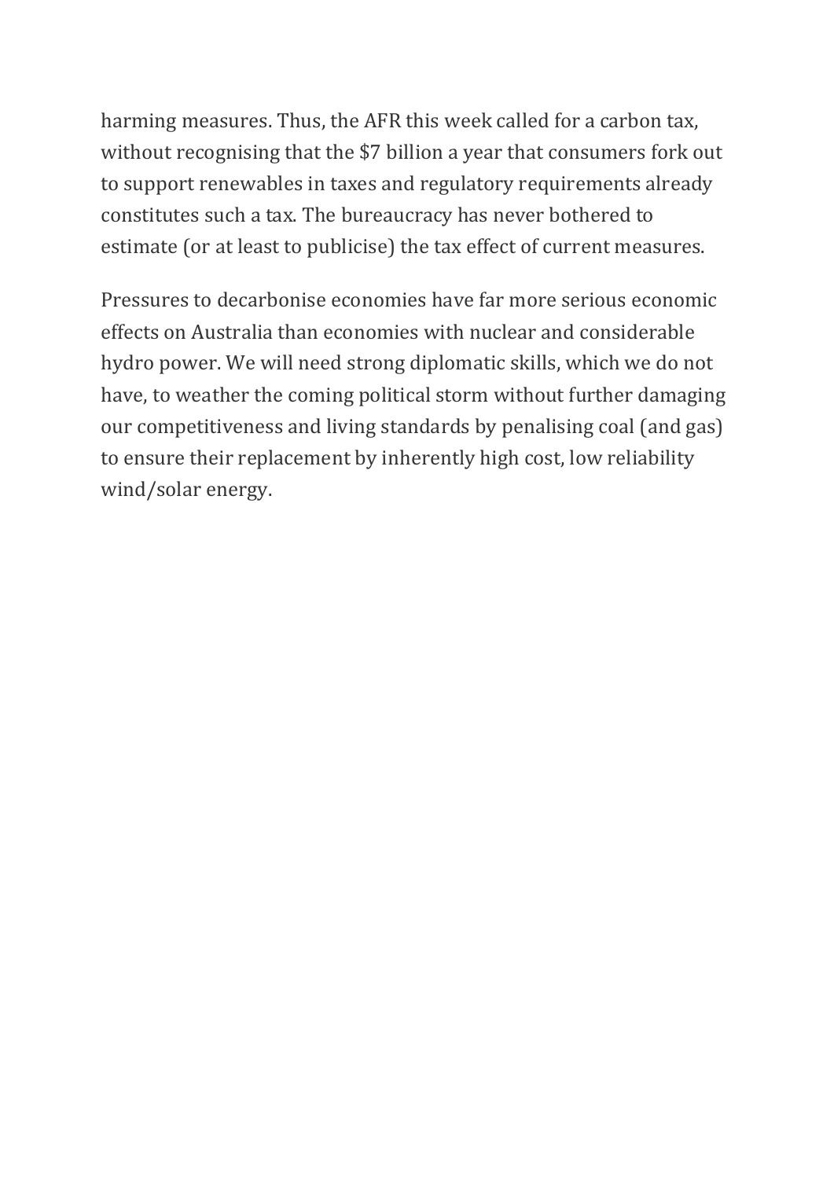harming measures. Thus, the AFR this week called for a carbon tax, without recognising that the $7 billion a year that consumers fork out to support renewables in taxes and regulatory requirements already constitutes such a tax. The bureaucracy has never bothered to estimate (or at least to publicise) the tax effect of current measures.

Pressures to decarbonise economies have far more serious economic effects on Australia than economies with nuclear and considerable hydro power. We will need strong diplomatic skills, which we do not have, to weather the coming political storm without further damaging our competitiveness and living standards by penalising coal (and gas) to ensure their replacement by inherently high cost, low reliability wind/solar energy.